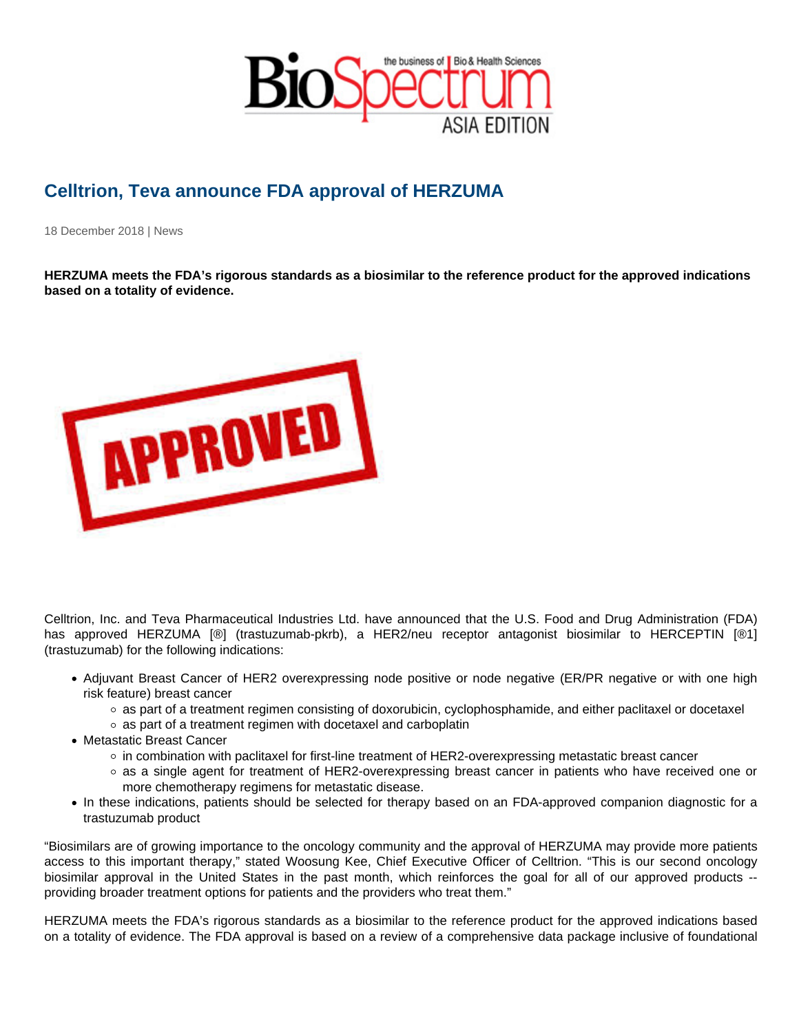# Celltrion, Teva announce FDA approval of HERZUMA

18 December 2018 | News

**HERZUMA meets the FDA's rigorous standards as a biosimilar to the reference product for the approved indications based on a totality of evidence.**

Celltrion, Inc. and Teva Pharmaceutical Industries Ltd. have announced that the U.S. Food and Drug Administration (FDA) has approved HERZUMA [®] (trastuzumab-pkrb), a HER2/neu receptor antagonist biosimilar to HERCEPTIN [®1] (trastuzumab) for the following indications:

- Adjuvant Breast Cancer of HER2 overexpressing node positive or node negative (ER/PR negative or with one high risk feature) breast cancer
  - as part of a treatment regimen consisting of doxorubicin, cyclophosphamide, and either paclitaxel or docetaxel
  - as part of a treatment regimen with docetaxel and carboplatin
- Metastatic Breast Cancer
  - in combination with paclitaxel for first-line treatment of HER2-overexpressing metastatic breast cancer
  - as a single agent for treatment of HER2-overexpressing breast cancer in patients who have received one or more chemotherapy regimens for metastatic disease.
- In these indications, patients should be selected for therapy based on an FDA-approved companion diagnostic for a trastuzumab product

"Biosimilars are of growing importance to the oncology community and the approval of HERZUMA may provide more patients access to this important therapy," stated Woosung Kee, Chief Executive Officer of Celltrion. "This is our second oncology biosimilar approval in the United States in the past month, which reinforces the goal for all of our approved products -- providing broader treatment options for patients and the providers who treat them."

HERZUMA meets the FDA's rigorous standards as a biosimilar to the reference product for the approved indications based on a totality of evidence. The FDA approval is based on a review of a comprehensive data package inclusive of foundational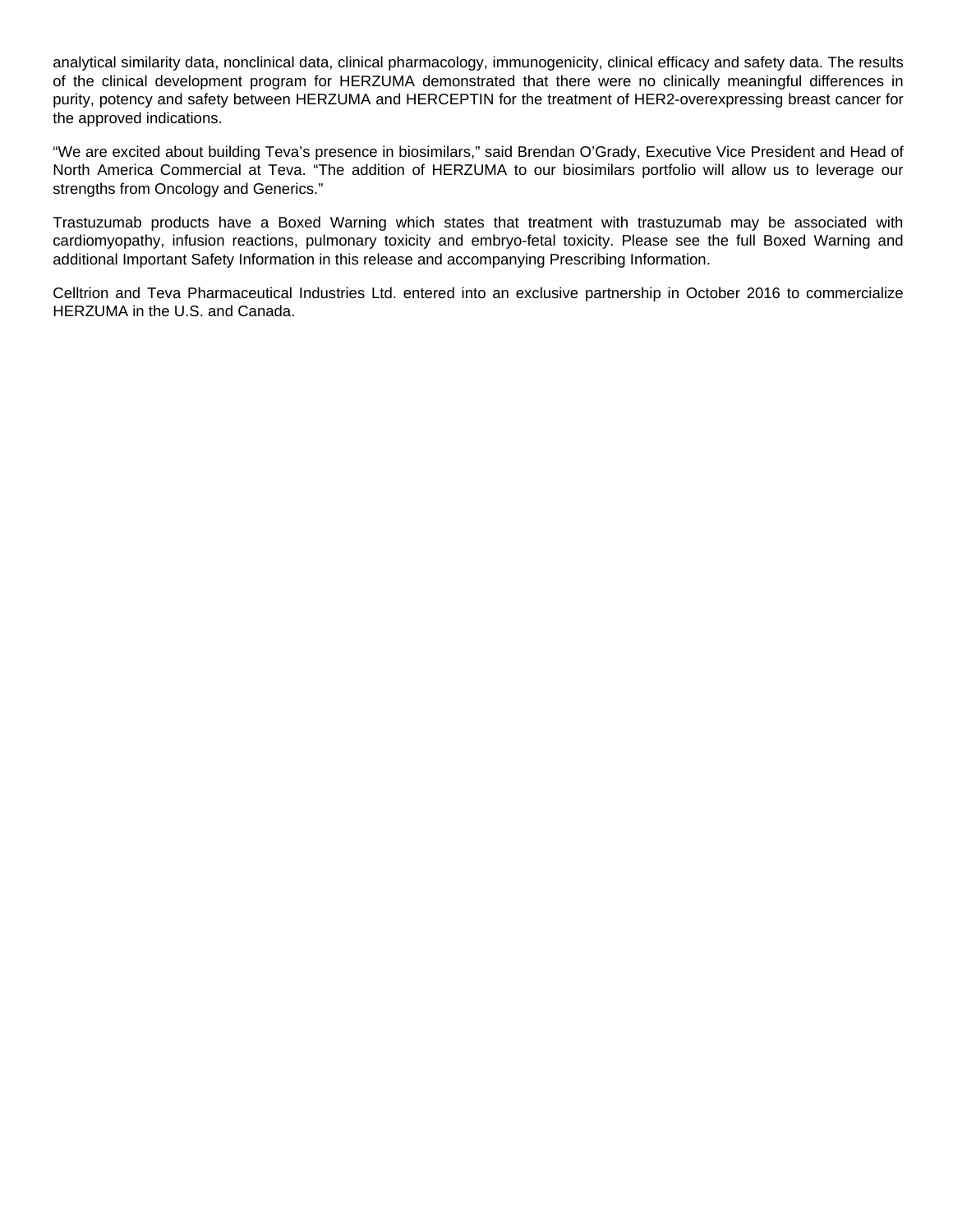analytical similarity data, nonclinical data, clinical pharmacology, immunogenicity, clinical efficacy and safety data. The results of the clinical development program for HERZUMA demonstrated that there were no clinically meaningful differences in purity, potency and safety between HERZUMA and HERCEPTIN for the treatment of HER2-overexpressing breast cancer for the approved indications.

“We are excited about building Teva’s presence in biosimilars,” said Brendan O’Grady, Executive Vice President and Head of North America Commercial at Teva. “The addition of HERZUMA to our biosimilars portfolio will allow us to leverage our strengths from Oncology and Generics.”

Trastuzumab products have a Boxed Warning which states that treatment with trastuzumab may be associated with cardiomyopathy, infusion reactions, pulmonary toxicity and embryo-fetal toxicity. Please see the full Boxed Warning and additional Important Safety Information in this release and accompanying Prescribing Information.

Celltrion and Teva Pharmaceutical Industries Ltd. entered into an exclusive partnership in October 2016 to commercialize HERZUMA in the U.S. and Canada.